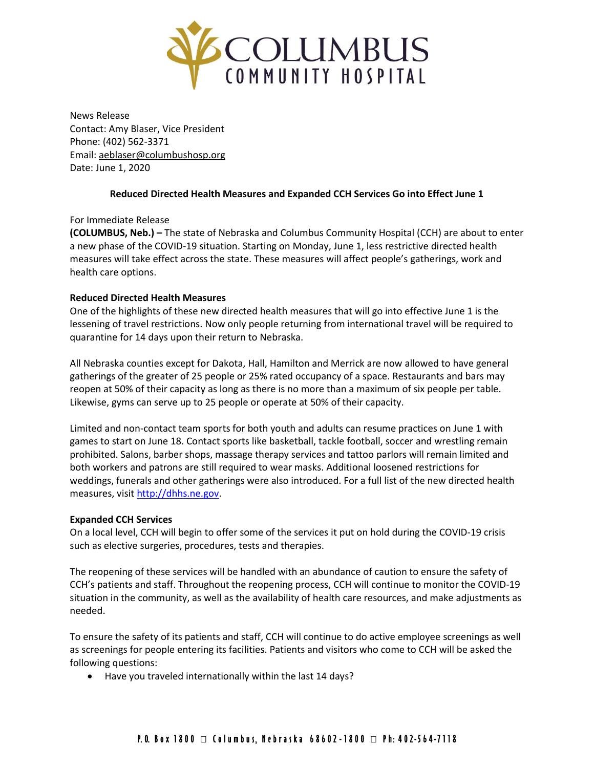# COLUMBUS COMMUNITY HOSPITAL

News Release
Contact: Amy Blaser, Vice President
Phone: (402) 562-3371
Email: aeblaser@columbushosp.org
Date: June 1, 2020

**Reduced Directed Health Measures and Expanded CCH Services Go into Effect June 1**

For Immediate Release

**(COLUMBUS, Neb.) –** The state of Nebraska and Columbus Community Hospital (CCH) are about to enter a new phase of the COVID-19 situation. Starting on Monday, June 1, less restrictive directed health measures will take effect across the state. These measures will affect people's gatherings, work and health care options.

**Reduced Directed Health Measures**

One of the highlights of these new directed health measures that will go into effective June 1 is the lessening of travel restrictions. Now only people returning from international travel will be required to quarantine for 14 days upon their return to Nebraska.

All Nebraska counties except for Dakota, Hall, Hamilton and Merrick are now allowed to have general gatherings of the greater of 25 people or 25% rated occupancy of a space. Restaurants and bars may reopen at 50% of their capacity as long as there is no more than a maximum of six people per table. Likewise, gyms can serve up to 25 people or operate at 50% of their capacity.

Limited and non-contact team sports for both youth and adults can resume practices on June 1 with games to start on June 18. Contact sports like basketball, tackle football, soccer and wrestling remain prohibited. Salons, barber shops, massage therapy services and tattoo parlors will remain limited and both workers and patrons are still required to wear masks. Additional loosened restrictions for weddings, funerals and other gatherings were also introduced. For a full list of the new directed health measures, visit http://dhhs.ne.gov.

**Expanded CCH Services**

On a local level, CCH will begin to offer some of the services it put on hold during the COVID-19 crisis such as elective surgeries, procedures, tests and therapies.

The reopening of these services will be handled with an abundance of caution to ensure the safety of CCH's patients and staff. Throughout the reopening process, CCH will continue to monitor the COVID-19 situation in the community, as well as the availability of health care resources, and make adjustments as needed.

To ensure the safety of its patients and staff, CCH will continue to do active employee screenings as well as screenings for people entering its facilities. Patients and visitors who come to CCH will be asked the following questions:

- Have you traveled internationally within the last 14 days?

P.O. Box 1800 □ Columbus, Nebraska 68602-1800 □ Ph: 402-564-7118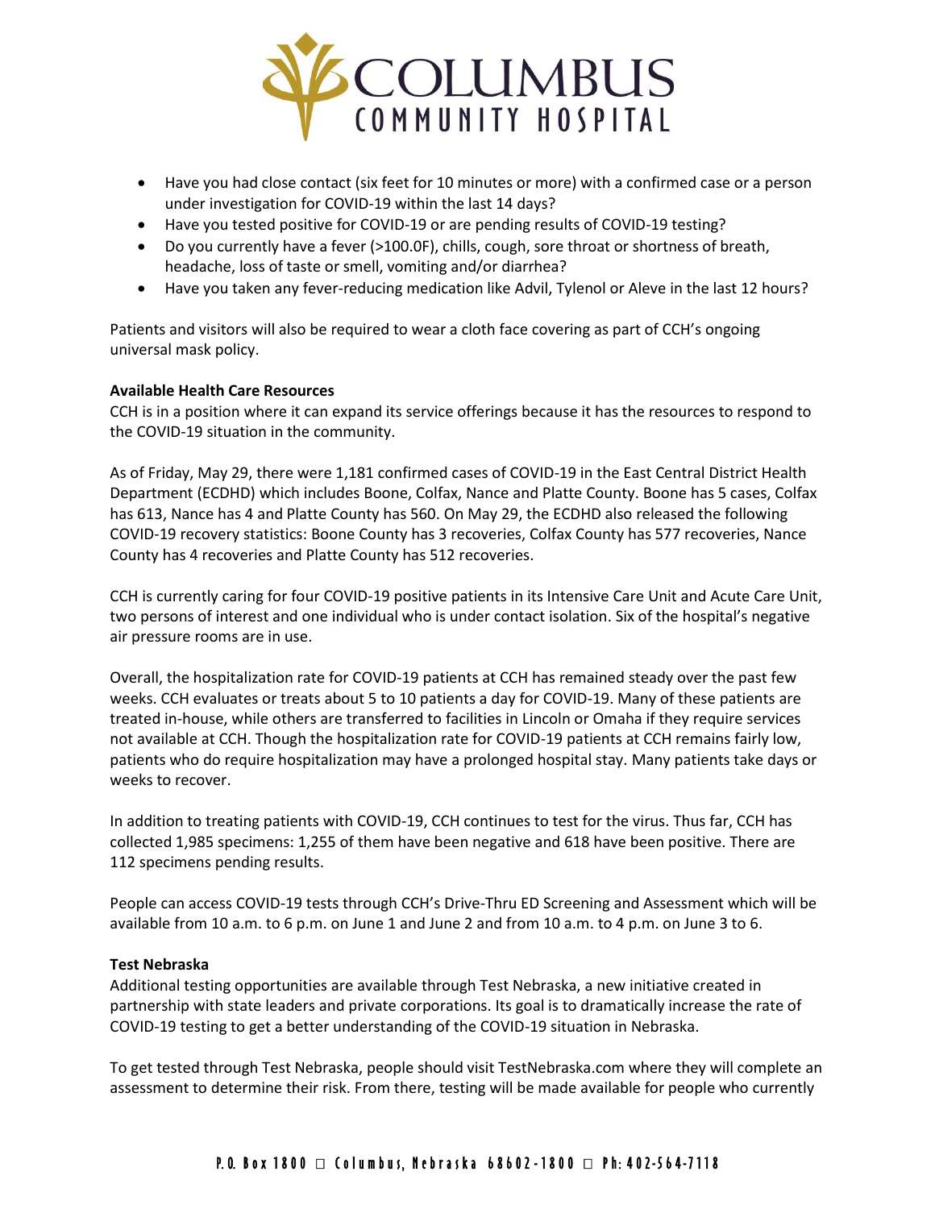- Have you had close contact (six feet for 10 minutes or more) with a confirmed case or a person under investigation for COVID-19 within the last 14 days?
- Have you tested positive for COVID-19 or are pending results of COVID-19 testing?
- Do you currently have a fever (>100.0F), chills, cough, sore throat or shortness of breath, headache, loss of taste or smell, vomiting and/or diarrhea?
- Have you taken any fever-reducing medication like Advil, Tylenol or Aleve in the last 12 hours?

Patients and visitors will also be required to wear a cloth face covering as part of CCH's ongoing universal mask policy.

**Available Health Care Resources**

CCH is in a position where it can expand its service offerings because it has the resources to respond to the COVID-19 situation in the community.

As of Friday, May 29, there were 1,181 confirmed cases of COVID-19 in the East Central District Health Department (ECDHD) which includes Boone, Colfax, Nance and Platte County. Boone has 5 cases, Colfax has 613, Nance has 4 and Platte County has 560. On May 29, the ECDHD also released the following COVID-19 recovery statistics: Boone County has 3 recoveries, Colfax County has 577 recoveries, Nance County has 4 recoveries and Platte County has 512 recoveries.

CCH is currently caring for four COVID-19 positive patients in its Intensive Care Unit and Acute Care Unit, two persons of interest and one individual who is under contact isolation. Six of the hospital's negative air pressure rooms are in use.

Overall, the hospitalization rate for COVID-19 patients at CCH has remained steady over the past few weeks. CCH evaluates or treats about 5 to 10 patients a day for COVID-19. Many of these patients are treated in-house, while others are transferred to facilities in Lincoln or Omaha if they require services not available at CCH. Though the hospitalization rate for COVID-19 patients at CCH remains fairly low, patients who do require hospitalization may have a prolonged hospital stay. Many patients take days or weeks to recover.

In addition to treating patients with COVID-19, CCH continues to test for the virus. Thus far, CCH has collected 1,985 specimens: 1,255 of them have been negative and 618 have been positive. There are 112 specimens pending results.

People can access COVID-19 tests through CCH's Drive-Thru ED Screening and Assessment which will be available from 10 a.m. to 6 p.m. on June 1 and June 2 and from 10 a.m. to 4 p.m. on June 3 to 6.

**Test Nebraska**

Additional testing opportunities are available through Test Nebraska, a new initiative created in partnership with state leaders and private corporations. Its goal is to dramatically increase the rate of COVID-19 testing to get a better understanding of the COVID-19 situation in Nebraska.

To get tested through Test Nebraska, people should visit TestNebraska.com where they will complete an assessment to determine their risk. From there, testing will be made available for people who currently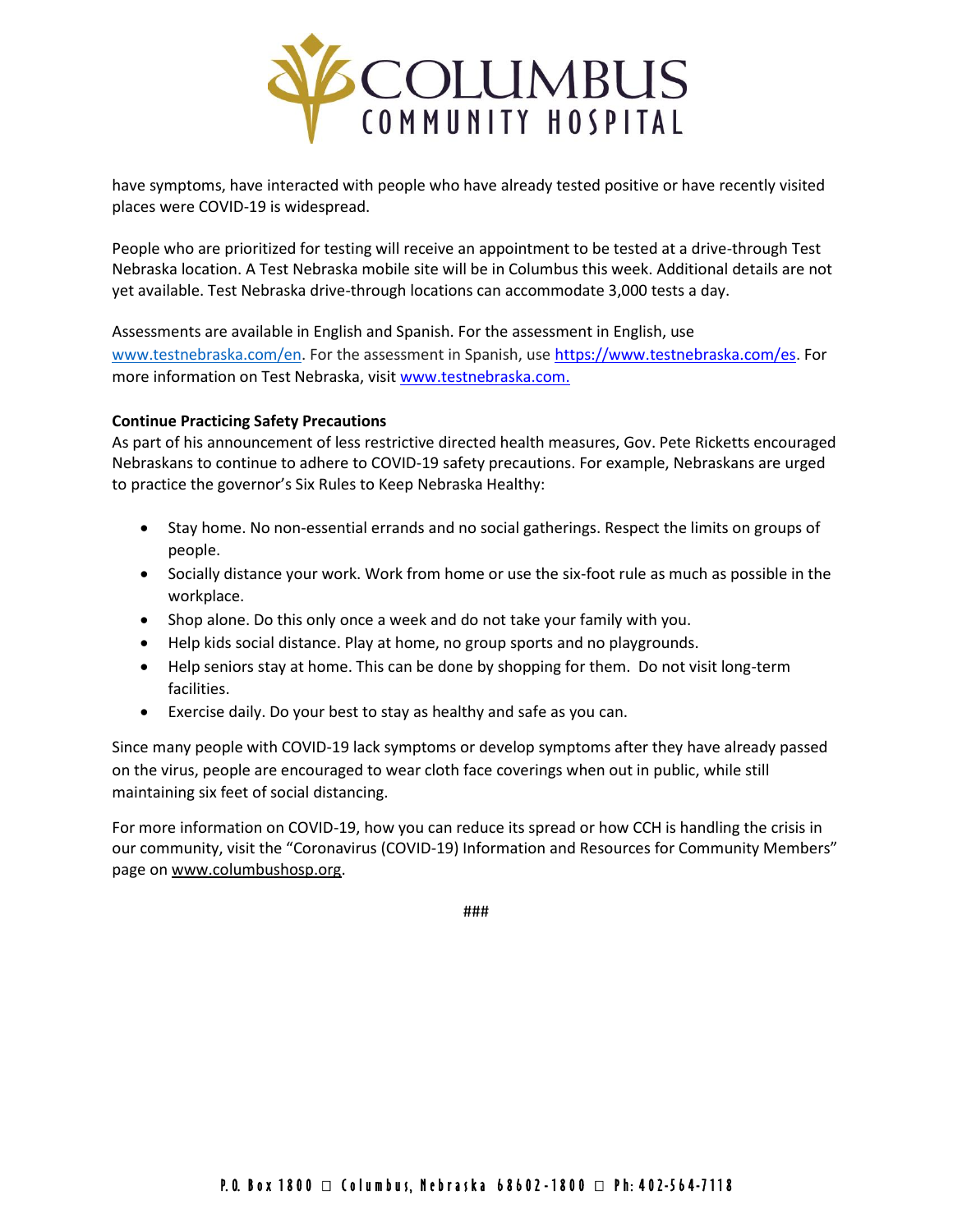have symptoms, have interacted with people who have already tested positive or have recently visited places were COVID-19 is widespread.

People who are prioritized for testing will receive an appointment to be tested at a drive-through Test Nebraska location. A Test Nebraska mobile site will be in Columbus this week. Additional details are not yet available. Test Nebraska drive-through locations can accommodate 3,000 tests a day.

Assessments are available in English and Spanish. For the assessment in English, use www.testnebraska.com/en. For the assessment in Spanish, use https://www.testnebraska.com/es. For more information on Test Nebraska, visit www.testnebraska.com.

**Continue Practicing Safety Precautions**

As part of his announcement of less restrictive directed health measures, Gov. Pete Ricketts encouraged Nebraskans to continue to adhere to COVID-19 safety precautions. For example, Nebraskans are urged to practice the governor's Six Rules to Keep Nebraska Healthy:

- Stay home. No non-essential errands and no social gatherings. Respect the limits on groups of people.
- Socially distance your work. Work from home or use the six-foot rule as much as possible in the workplace.
- Shop alone. Do this only once a week and do not take your family with you.
- Help kids social distance. Play at home, no group sports and no playgrounds.
- Help seniors stay at home. This can be done by shopping for them. Do not visit long-term facilities.
- Exercise daily. Do your best to stay as healthy and safe as you can.

Since many people with COVID-19 lack symptoms or develop symptoms after they have already passed on the virus, people are encouraged to wear cloth face coverings when out in public, while still maintaining six feet of social distancing.

For more information on COVID-19, how you can reduce its spread or how CCH is handling the crisis in our community, visit the "Coronavirus (COVID-19) Information and Resources for Community Members" page on www.columbushosp.org.

###